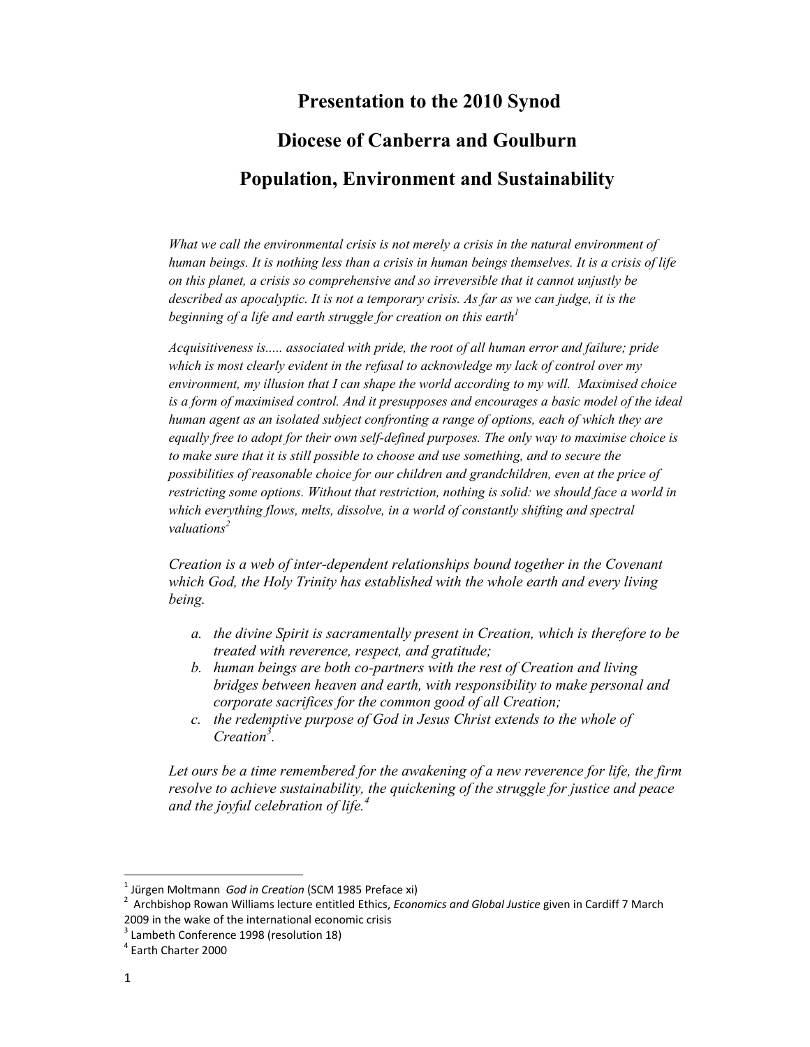# Presentation to the 2010 Synod

# Diocese of Canberra and Goulburn

# Population, Environment and Sustainability

*What we call the environmental crisis is not merely a crisis in the natural environment of human beings. It is nothing less than a crisis in human beings themselves. It is a crisis of life on this planet, a crisis so comprehensive and so irreversible that it cannot unjustly be described as apocalyptic. It is not a temporary crisis. As far as we can judge, it is the beginning of a life and earth struggle for creation on this earth*[1]

*Acquisitiveness is..... associated with pride, the root of all human error and failure; pride which is most clearly evident in the refusal to acknowledge my lack of control over my environment, my illusion that I can shape the world according to my will. Maximised choice is a form of maximised control. And it presupposes and encourages a basic model of the ideal human agent as an isolated subject confronting a range of options, each of which they are equally free to adopt for their own self-defined purposes. The only way to maximise choice is to make sure that it is still possible to choose and use something, and to secure the possibilities of reasonable choice for our children and grandchildren, even at the price of restricting some options. Without that restriction, nothing is solid: we should face a world in which everything flows, melts, dissolve, in a world of constantly shifting and spectral valuations*[2]

*Creation is a web of inter-dependent relationships bound together in the Covenant which God, the Holy Trinity has established with the whole earth and every living being.*

a. *the divine Spirit is sacramentally present in Creation, which is therefore to be treated with reverence, respect, and gratitude;*
b. *human beings are both co-partners with the rest of Creation and living bridges between heaven and earth, with responsibility to make personal and corporate sacrifices for the common good of all Creation;*
c. *the redemptive purpose of God in Jesus Christ extends to the whole of Creation*[3].

*Let ours be a time remembered for the awakening of a new reverence for life, the firm resolve to achieve sustainability, the quickening of the struggle for justice and peace and the joyful celebration of life.*[4]

---

[1] Jürgen Moltmann *God in Creation* (SCM 1985 Preface xi)

[2] Archbishop Rowan Williams lecture entitled Ethics, *Economics and Global Justice* given in Cardiff 7 March 2009 in the wake of the international economic crisis

[3] Lambeth Conference 1998 (resolution 18)

[4] Earth Charter 2000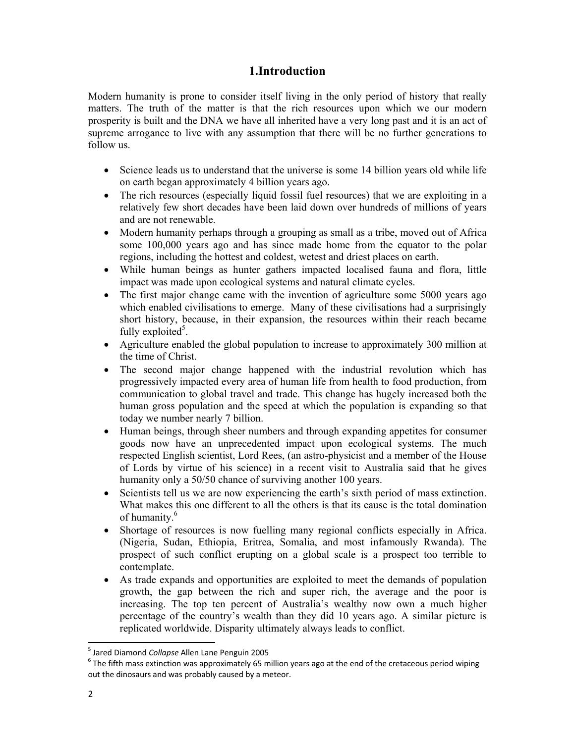# 1.Introduction

Modern humanity is prone to consider itself living in the only period of history that really matters. The truth of the matter is that the rich resources upon which we our modern prosperity is built and the DNA we have all inherited have a very long past and it is an act of supreme arrogance to live with any assumption that there will be no further generations to follow us.

- Science leads us to understand that the universe is some 14 billion years old while life on earth began approximately 4 billion years ago.
- The rich resources (especially liquid fossil fuel resources) that we are exploiting in a relatively few short decades have been laid down over hundreds of millions of years and are not renewable.
- Modern humanity perhaps through a grouping as small as a tribe, moved out of Africa some 100,000 years ago and has since made home from the equator to the polar regions, including the hottest and coldest, wetest and driest places on earth.
- While human beings as hunter gathers impacted localised fauna and flora, little impact was made upon ecological systems and natural climate cycles.
- The first major change came with the invention of agriculture some 5000 years ago which enabled civilisations to emerge. Many of these civilisations had a surprisingly short history, because, in their expansion, the resources within their reach became fully exploited[5].
- Agriculture enabled the global population to increase to approximately 300 million at the time of Christ.
- The second major change happened with the industrial revolution which has progressively impacted every area of human life from health to food production, from communication to global travel and trade. This change has hugely increased both the human gross population and the speed at which the population is expanding so that today we number nearly 7 billion.
- Human beings, through sheer numbers and through expanding appetites for consumer goods now have an unprecedented impact upon ecological systems. The much respected English scientist, Lord Rees, (an astro-physicist and a member of the House of Lords by virtue of his science) in a recent visit to Australia said that he gives humanity only a 50/50 chance of surviving another 100 years.
- Scientists tell us we are now experiencing the earth's sixth period of mass extinction. What makes this one different to all the others is that its cause is the total domination of humanity.[6]
- Shortage of resources is now fuelling many regional conflicts especially in Africa. (Nigeria, Sudan, Ethiopia, Eritrea, Somalia, and most infamously Rwanda). The prospect of such conflict erupting on a global scale is a prospect too terrible to contemplate.
- As trade expands and opportunities are exploited to meet the demands of population growth, the gap between the rich and super rich, the average and the poor is increasing. The top ten percent of Australia's wealthy now own a much higher percentage of the country's wealth than they did 10 years ago. A similar picture is replicated worldwide. Disparity ultimately always leads to conflict.

---

[5] Jared Diamond *Collapse* Allen Lane Penguin 2005

[6] The fifth mass extinction was approximately 65 million years ago at the end of the cretaceous period wiping out the dinosaurs and was probably caused by a meteor.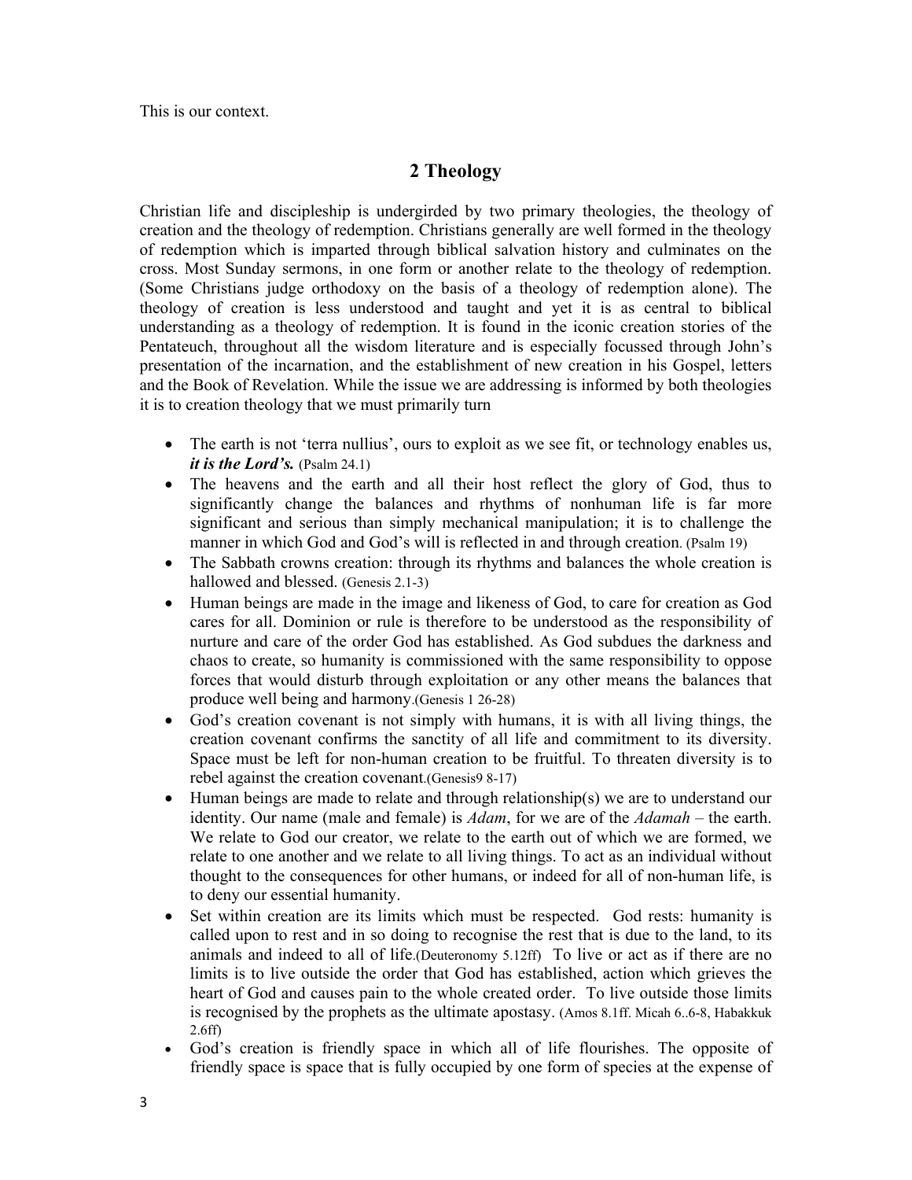This is our context.

## 2 Theology

Christian life and discipleship is undergirded by two primary theologies, the theology of creation and the theology of redemption. Christians generally are well formed in the theology of redemption which is imparted through biblical salvation history and culminates on the cross. Most Sunday sermons, in one form or another relate to the theology of redemption. (Some Christians judge orthodoxy on the basis of a theology of redemption alone). The theology of creation is less understood and taught and yet it is as central to biblical understanding as a theology of redemption. It is found in the iconic creation stories of the Pentateuch, throughout all the wisdom literature and is especially focussed through John's presentation of the incarnation, and the establishment of new creation in his Gospel, letters and the Book of Revelation. While the issue we are addressing is informed by both theologies it is to creation theology that we must primarily turn

- The earth is not 'terra nullius', ours to exploit as we see fit, or technology enables us, ***it is the Lord's.*** (Psalm 24.1)
- The heavens and the earth and all their host reflect the glory of God, thus to significantly change the balances and rhythms of nonhuman life is far more significant and serious than simply mechanical manipulation; it is to challenge the manner in which God and God's will is reflected in and through creation. (Psalm 19)
- The Sabbath crowns creation: through its rhythms and balances the whole creation is hallowed and blessed. (Genesis 2.1-3)
- Human beings are made in the image and likeness of God, to care for creation as God cares for all. Dominion or rule is therefore to be understood as the responsibility of nurture and care of the order God has established. As God subdues the darkness and chaos to create, so humanity is commissioned with the same responsibility to oppose forces that would disturb through exploitation or any other means the balances that produce well being and harmony.(Genesis 1 26-28)
- God's creation covenant is not simply with humans, it is with all living things, the creation covenant confirms the sanctity of all life and commitment to its diversity. Space must be left for non-human creation to be fruitful. To threaten diversity is to rebel against the creation covenant.(Genesis9 8-17)
- Human beings are made to relate and through relationship(s) we are to understand our identity. Our name (male and female) is *Adam*, for we are of the *Adamah* – the earth. We relate to God our creator, we relate to the earth out of which we are formed, we relate to one another and we relate to all living things. To act as an individual without thought to the consequences for other humans, or indeed for all of non-human life, is to deny our essential humanity.
- Set within creation are its limits which must be respected. God rests: humanity is called upon to rest and in so doing to recognise the rest that is due to the land, to its animals and indeed to all of life.(Deuteronomy 5.12ff) To live or act as if there are no limits is to live outside the order that God has established, action which grieves the heart of God and causes pain to the whole created order. To live outside those limits is recognised by the prophets as the ultimate apostasy. (Amos 8.1ff. Micah 6..6-8, Habakkuk 2.6ff)
- God's creation is friendly space in which all of life flourishes. The opposite of friendly space is space that is fully occupied by one form of species at the expense of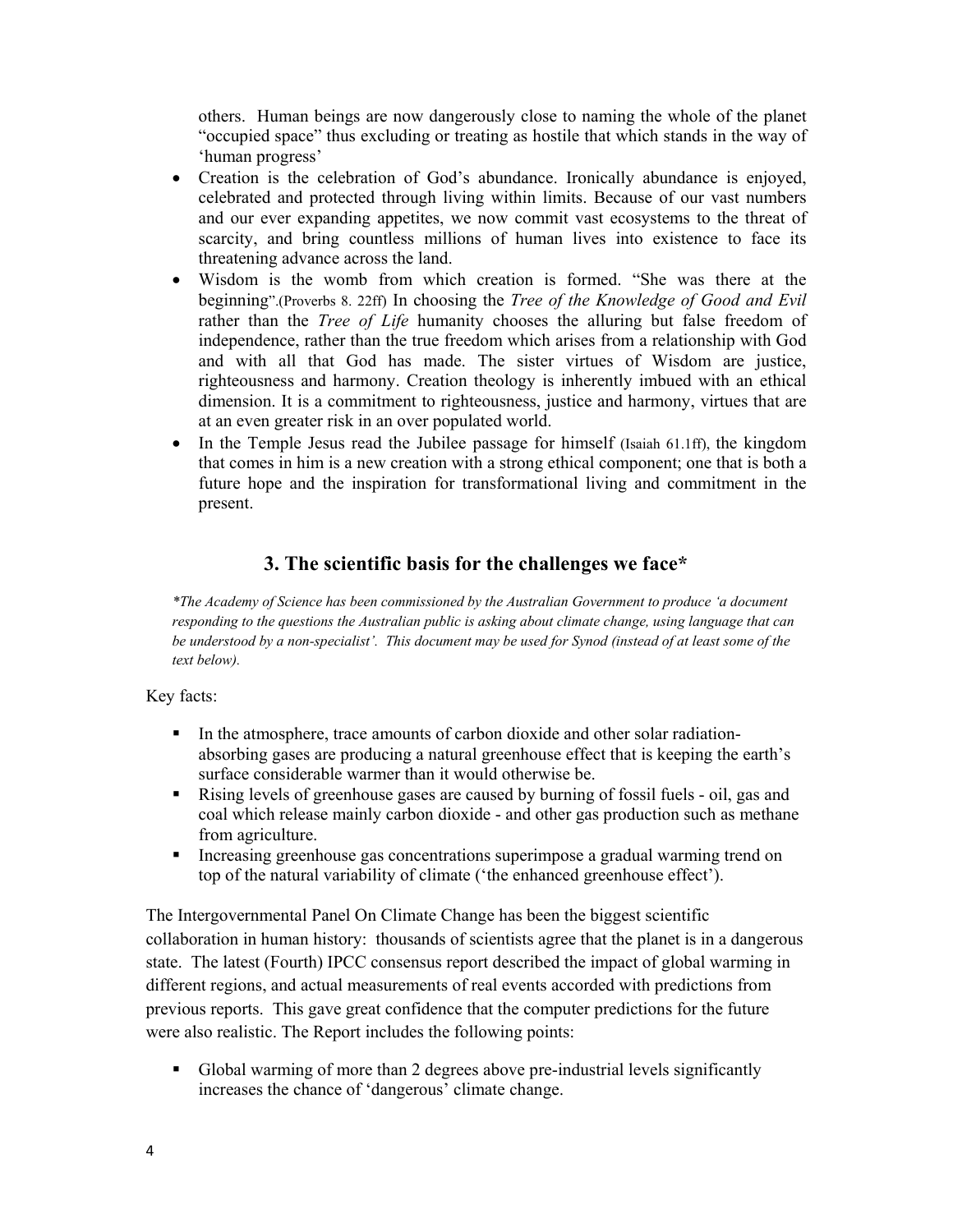others. Human beings are now dangerously close to naming the whole of the planet "occupied space" thus excluding or treating as hostile that which stands in the way of 'human progress'

- Creation is the celebration of God's abundance. Ironically abundance is enjoyed, celebrated and protected through living within limits. Because of our vast numbers and our ever expanding appetites, we now commit vast ecosystems to the threat of scarcity, and bring countless millions of human lives into existence to face its threatening advance across the land.
- Wisdom is the womb from which creation is formed. "She was there at the beginning".(Proverbs 8. 22ff) In choosing the *Tree of the Knowledge of Good and Evil* rather than the *Tree of Life* humanity chooses the alluring but false freedom of independence, rather than the true freedom which arises from a relationship with God and with all that God has made. The sister virtues of Wisdom are justice, righteousness and harmony. Creation theology is inherently imbued with an ethical dimension. It is a commitment to righteousness, justice and harmony, virtues that are at an even greater risk in an over populated world.
- In the Temple Jesus read the Jubilee passage for himself (Isaiah 61.1ff), the kingdom that comes in him is a new creation with a strong ethical component; one that is both a future hope and the inspiration for transformational living and commitment in the present.

## 3. The scientific basis for the challenges we face*

*\*The Academy of Science has been commissioned by the Australian Government to produce 'a document responding to the questions the Australian public is asking about climate change, using language that can be understood by a non-specialist'. This document may be used for Synod (instead of at least some of the text below).*

Key facts:

- In the atmosphere, trace amounts of carbon dioxide and other solar radiation-absorbing gases are producing a natural greenhouse effect that is keeping the earth's surface considerable warmer than it would otherwise be.
- Rising levels of greenhouse gases are caused by burning of fossil fuels - oil, gas and coal which release mainly carbon dioxide - and other gas production such as methane from agriculture.
- Increasing greenhouse gas concentrations superimpose a gradual warming trend on top of the natural variability of climate ('the enhanced greenhouse effect').

The Intergovernmental Panel On Climate Change has been the biggest scientific collaboration in human history: thousands of scientists agree that the planet is in a dangerous state. The latest (Fourth) IPCC consensus report described the impact of global warming in different regions, and actual measurements of real events accorded with predictions from previous reports. This gave great confidence that the computer predictions for the future were also realistic. The Report includes the following points:

- Global warming of more than 2 degrees above pre-industrial levels significantly increases the chance of 'dangerous' climate change.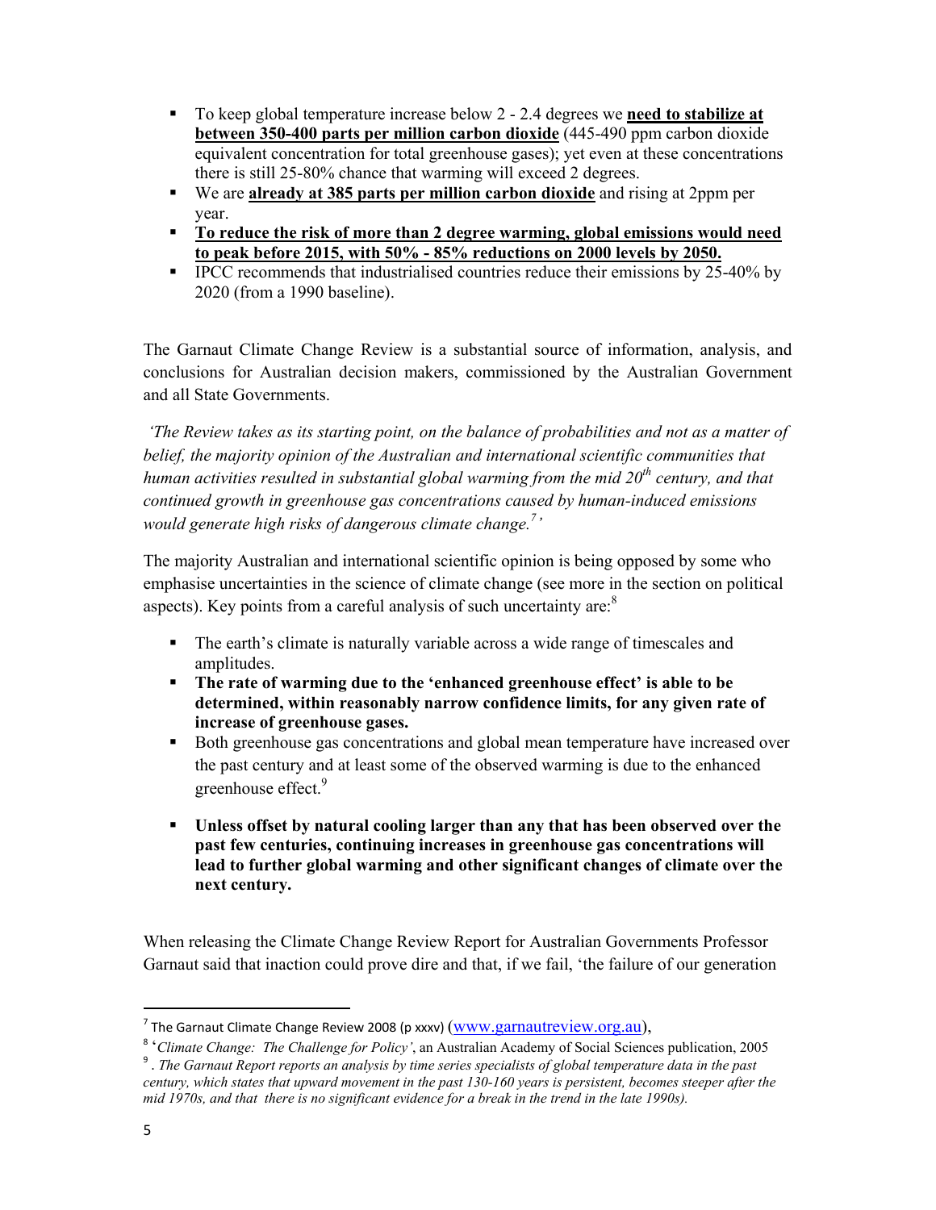- To keep global temperature increase below 2 - 2.4 degrees we **need to stabilize at between 350-400 parts per million carbon dioxide** (445-490 ppm carbon dioxide equivalent concentration for total greenhouse gases); yet even at these concentrations there is still 25-80% chance that warming will exceed 2 degrees.
- We are **already at 385 parts per million carbon dioxide** and rising at 2ppm per year.
- **To reduce the risk of more than 2 degree warming, global emissions would need to peak before 2015, with 50% - 85% reductions on 2000 levels by 2050.**
- IPCC recommends that industrialised countries reduce their emissions by 25-40% by 2020 (from a 1990 baseline).

The Garnaut Climate Change Review is a substantial source of information, analysis, and conclusions for Australian decision makers, commissioned by the Australian Government and all State Governments.

*'The Review takes as its starting point, on the balance of probabilities and not as a matter of belief, the majority opinion of the Australian and international scientific communities that human activities resulted in substantial global warming from the mid 20th century, and that continued growth in greenhouse gas concentrations caused by human-induced emissions would generate high risks of dangerous climate change.[7]'*

The majority Australian and international scientific opinion is being opposed by some who emphasise uncertainties in the science of climate change (see more in the section on political aspects). Key points from a careful analysis of such uncertainty are:[8]

- The earth's climate is naturally variable across a wide range of timescales and amplitudes.
- **The rate of warming due to the 'enhanced greenhouse effect' is able to be determined, within reasonably narrow confidence limits, for any given rate of increase of greenhouse gases.**
- Both greenhouse gas concentrations and global mean temperature have increased over the past century and at least some of the observed warming is due to the enhanced greenhouse effect.[9]
- **Unless offset by natural cooling larger than any that has been observed over the past few centuries, continuing increases in greenhouse gas concentrations will lead to further global warming and other significant changes of climate over the next century.**

When releasing the Climate Change Review Report for Australian Governments Professor Garnaut said that inaction could prove dire and that, if we fail, 'the failure of our generation

---

[7] The Garnaut Climate Change Review 2008 (p xxxv) (www.garnautreview.org.au),

[8] '*Climate Change: The Challenge for Policy'*, an Australian Academy of Social Sciences publication, 2005

[9] *. The Garnaut Report reports an analysis by time series specialists of global temperature data in the past century, which states that upward movement in the past 130-160 years is persistent, becomes steeper after the mid 1970s, and that there is no significant evidence for a break in the trend in the late 1990s).*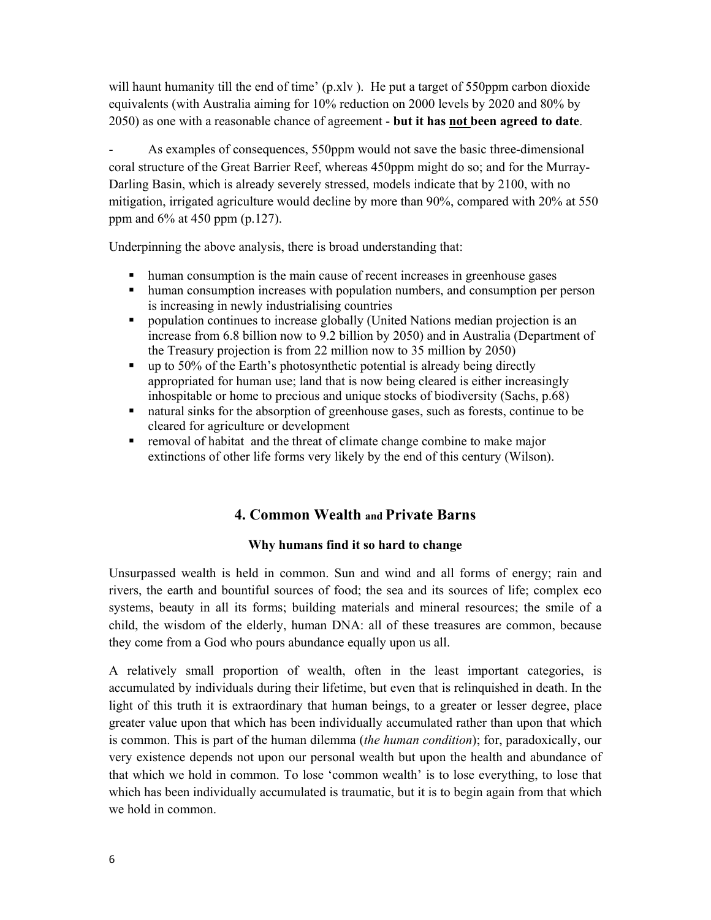will haunt humanity till the end of time' (p.xlv ). He put a target of 550ppm carbon dioxide equivalents (with Australia aiming for 10% reduction on 2000 levels by 2020 and 80% by 2050) as one with a reasonable chance of agreement - **but it has <u>not</u> been agreed to date**.

- As examples of consequences, 550ppm would not save the basic three-dimensional coral structure of the Great Barrier Reef, whereas 450ppm might do so; and for the Murray-Darling Basin, which is already severely stressed, models indicate that by 2100, with no mitigation, irrigated agriculture would decline by more than 90%, compared with 20% at 550 ppm and 6% at 450 ppm (p.127).

Underpinning the above analysis, there is broad understanding that:

- human consumption is the main cause of recent increases in greenhouse gases
- human consumption increases with population numbers, and consumption per person is increasing in newly industrialising countries
- population continues to increase globally (United Nations median projection is an increase from 6.8 billion now to 9.2 billion by 2050) and in Australia (Department of the Treasury projection is from 22 million now to 35 million by 2050)
- up to 50% of the Earth's photosynthetic potential is already being directly appropriated for human use; land that is now being cleared is either increasingly inhospitable or home to precious and unique stocks of biodiversity (Sachs, p.68)
- natural sinks for the absorption of greenhouse gases, such as forests, continue to be cleared for agriculture or development
- removal of habitat and the threat of climate change combine to make major extinctions of other life forms very likely by the end of this century (Wilson).

## 4. Common Wealth and Private Barns

### Why humans find it so hard to change

Unsurpassed wealth is held in common. Sun and wind and all forms of energy; rain and rivers, the earth and bountiful sources of food; the sea and its sources of life; complex eco systems, beauty in all its forms; building materials and mineral resources; the smile of a child, the wisdom of the elderly, human DNA: all of these treasures are common, because they come from a God who pours abundance equally upon us all.

A relatively small proportion of wealth, often in the least important categories, is accumulated by individuals during their lifetime, but even that is relinquished in death. In the light of this truth it is extraordinary that human beings, to a greater or lesser degree, place greater value upon that which has been individually accumulated rather than upon that which is common. This is part of the human dilemma (*the human condition*); for, paradoxically, our very existence depends not upon our personal wealth but upon the health and abundance of that which we hold in common. To lose 'common wealth' is to lose everything, to lose that which has been individually accumulated is traumatic, but it is to begin again from that which we hold in common.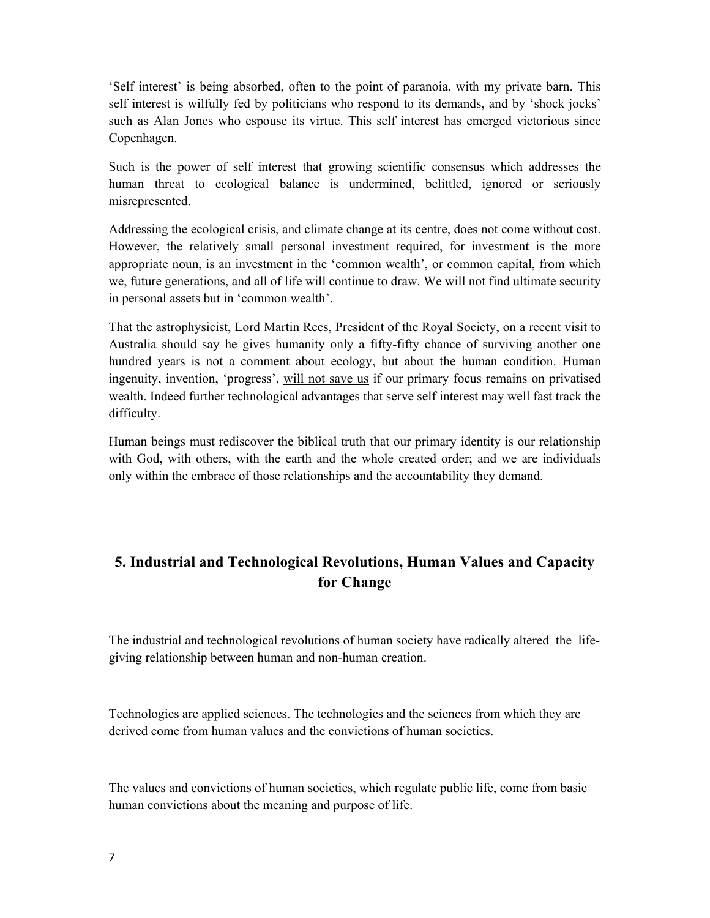'Self interest' is being absorbed, often to the point of paranoia, with my private barn. This self interest is wilfully fed by politicians who respond to its demands, and by 'shock jocks' such as Alan Jones who espouse its virtue. This self interest has emerged victorious since Copenhagen.

Such is the power of self interest that growing scientific consensus which addresses the human threat to ecological balance is undermined, belittled, ignored or seriously misrepresented.

Addressing the ecological crisis, and climate change at its centre, does not come without cost. However, the relatively small personal investment required, for investment is the more appropriate noun, is an investment in the 'common wealth', or common capital, from which we, future generations, and all of life will continue to draw. We will not find ultimate security in personal assets but in 'common wealth'.

That the astrophysicist, Lord Martin Rees, President of the Royal Society, on a recent visit to Australia should say he gives humanity only a fifty-fifty chance of surviving another one hundred years is not a comment about ecology, but about the human condition. Human ingenuity, invention, 'progress', <u>will not save us</u> if our primary focus remains on privatised wealth. Indeed further technological advantages that serve self interest may well fast track the difficulty.

Human beings must rediscover the biblical truth that our primary identity is our relationship with God, with others, with the earth and the whole created order; and we are individuals only within the embrace of those relationships and the accountability they demand.

## 5. Industrial and Technological Revolutions, Human Values and Capacity for Change

The industrial and technological revolutions of human society have radically altered the life-giving relationship between human and non-human creation.

Technologies are applied sciences. The technologies and the sciences from which they are derived come from human values and the convictions of human societies.

The values and convictions of human societies, which regulate public life, come from basic human convictions about the meaning and purpose of life.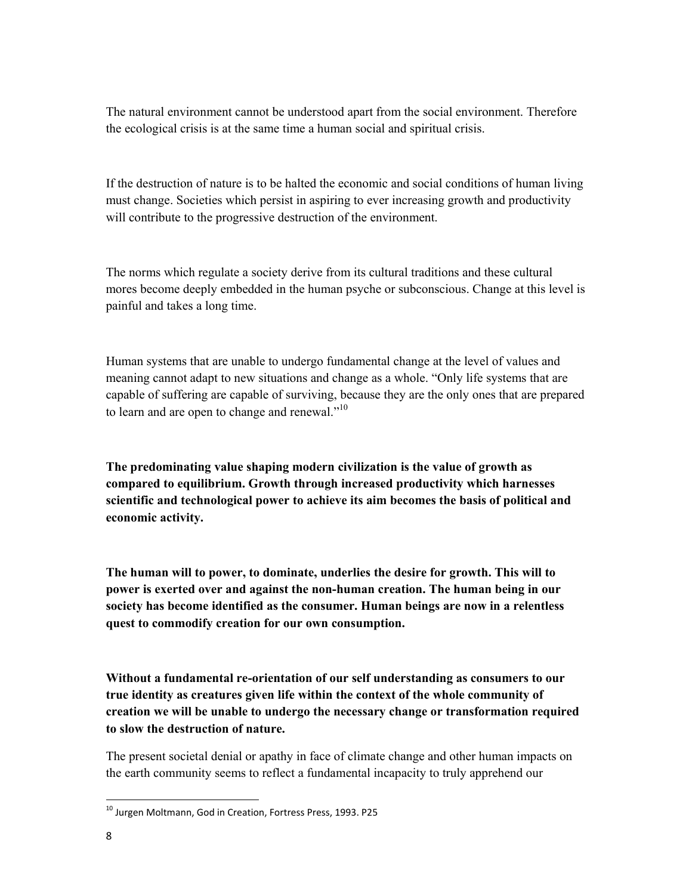The natural environment cannot be understood apart from the social environment. Therefore the ecological crisis is at the same time a human social and spiritual crisis.

If the destruction of nature is to be halted the economic and social conditions of human living must change. Societies which persist in aspiring to ever increasing growth and productivity will contribute to the progressive destruction of the environment.

The norms which regulate a society derive from its cultural traditions and these cultural mores become deeply embedded in the human psyche or subconscious. Change at this level is painful and takes a long time.

Human systems that are unable to undergo fundamental change at the level of values and meaning cannot adapt to new situations and change as a whole. "Only life systems that are capable of suffering are capable of surviving, because they are the only ones that are prepared to learn and are open to change and renewal."[10]

**The predominating value shaping modern civilization is the value of growth as compared to equilibrium. Growth through increased productivity which harnesses scientific and technological power to achieve its aim becomes the basis of political and economic activity.**

**The human will to power, to dominate, underlies the desire for growth. This will to power is exerted over and against the non-human creation. The human being in our society has become identified as the consumer. Human beings are now in a relentless quest to commodify creation for our own consumption.**

**Without a fundamental re-orientation of our self understanding as consumers to our true identity as creatures given life within the context of the whole community of creation we will be unable to undergo the necessary change or transformation required to slow the destruction of nature.**

The present societal denial or apathy in face of climate change and other human impacts on the earth community seems to reflect a fundamental incapacity to truly apprehend our

---

[10] Jurgen Moltmann, God in Creation, Fortress Press, 1993. P25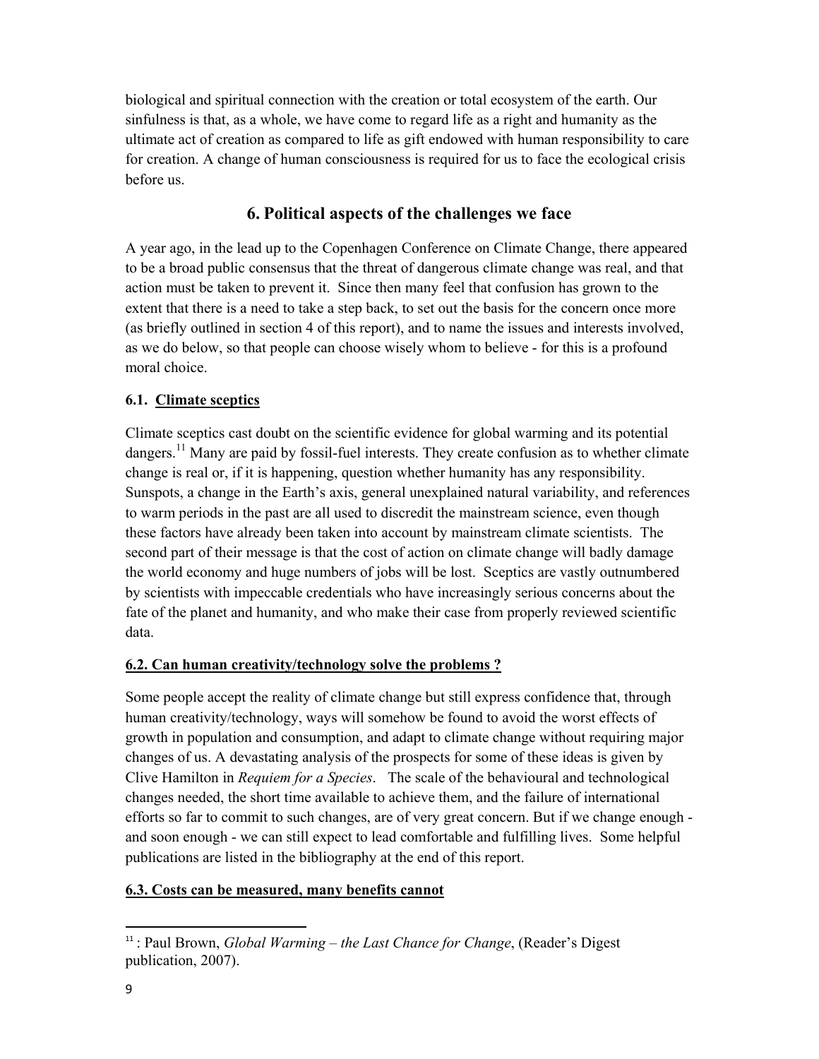biological and spiritual connection with the creation or total ecosystem of the earth. Our sinfulness is that, as a whole, we have come to regard life as a right and humanity as the ultimate act of creation as compared to life as gift endowed with human responsibility to care for creation. A change of human consciousness is required for us to face the ecological crisis before us.

## 6. Political aspects of the challenges we face

A year ago, in the lead up to the Copenhagen Conference on Climate Change, there appeared to be a broad public consensus that the threat of dangerous climate change was real, and that action must be taken to prevent it. Since then many feel that confusion has grown to the extent that there is a need to take a step back, to set out the basis for the concern once more (as briefly outlined in section 4 of this report), and to name the issues and interests involved, as we do below, so that people can choose wisely whom to believe - for this is a profound moral choice.

### 6.1. Climate sceptics

Climate sceptics cast doubt on the scientific evidence for global warming and its potential dangers.[11] Many are paid by fossil-fuel interests. They create confusion as to whether climate change is real or, if it is happening, question whether humanity has any responsibility. Sunspots, a change in the Earth's axis, general unexplained natural variability, and references to warm periods in the past are all used to discredit the mainstream science, even though these factors have already been taken into account by mainstream climate scientists. The second part of their message is that the cost of action on climate change will badly damage the world economy and huge numbers of jobs will be lost. Sceptics are vastly outnumbered by scientists with impeccable credentials who have increasingly serious concerns about the fate of the planet and humanity, and who make their case from properly reviewed scientific data.

### 6.2. Can human creativity/technology solve the problems ?

Some people accept the reality of climate change but still express confidence that, through human creativity/technology, ways will somehow be found to avoid the worst effects of growth in population and consumption, and adapt to climate change without requiring major changes of us. A devastating analysis of the prospects for some of these ideas is given by Clive Hamilton in *Requiem for a Species*. The scale of the behavioural and technological changes needed, the short time available to achieve them, and the failure of international efforts so far to commit to such changes, are of very great concern. But if we change enough - and soon enough - we can still expect to lead comfortable and fulfilling lives. Some helpful publications are listed in the bibliography at the end of this report.

### 6.3. Costs can be measured, many benefits cannot

---

[11] : Paul Brown, *Global Warming – the Last Chance for Change*, (Reader's Digest publication, 2007).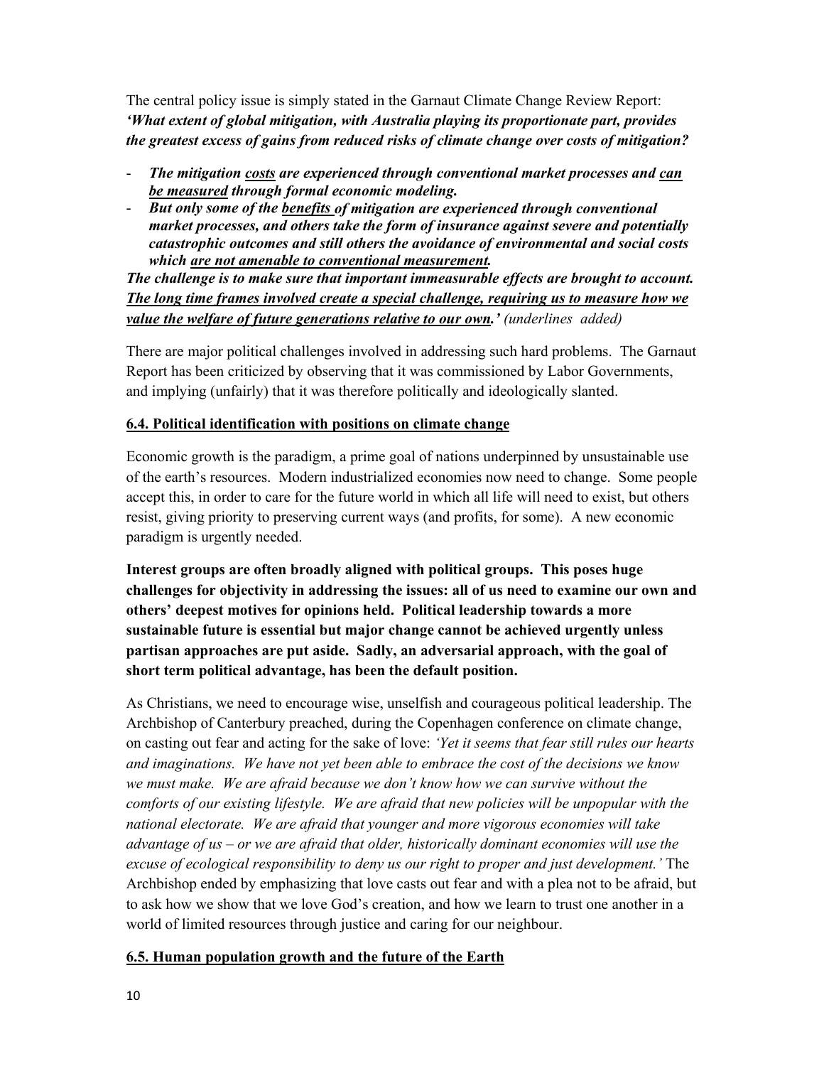The central policy issue is simply stated in the Garnaut Climate Change Review Report:
***'What extent of global mitigation, with Australia playing its proportionate part, provides the greatest excess of gains from reduced risks of climate change over costs of mitigation?***

- ***The mitigation <u>costs</u> are experienced through conventional market processes and <u>can be measured</u> through formal economic modeling.***
- ***But only some of the <u>benefits</u> of mitigation are experienced through conventional market processes, and others take the form of insurance against severe and potentially catastrophic outcomes and still others the avoidance of environmental and social costs which <u>are not amenable to conventional measurement</u>.***

***The challenge is to make sure that important immeasurable effects are brought to account. <u>The long time frames involved create a special challenge, requiring us to measure how we value the welfare of future generations relative to our own</u>.'*** *(underlines added)*

There are major political challenges involved in addressing such hard problems. The Garnaut Report has been criticized by observing that it was commissioned by Labor Governments, and implying (unfairly) that it was therefore politically and ideologically slanted.

## <u>6.4. Political identification with positions on climate change</u>

Economic growth is the paradigm, a prime goal of nations underpinned by unsustainable use of the earth's resources. Modern industrialized economies now need to change. Some people accept this, in order to care for the future world in which all life will need to exist, but others resist, giving priority to preserving current ways (and profits, for some). A new economic paradigm is urgently needed.

**Interest groups are often broadly aligned with political groups. This poses huge challenges for objectivity in addressing the issues: all of us need to examine our own and others' deepest motives for opinions held. Political leadership towards a more sustainable future is essential but major change cannot be achieved urgently unless partisan approaches are put aside. Sadly, an adversarial approach, with the goal of short term political advantage, has been the default position.**

As Christians, we need to encourage wise, unselfish and courageous political leadership. The Archbishop of Canterbury preached, during the Copenhagen conference on climate change, on casting out fear and acting for the sake of love: *'Yet it seems that fear still rules our hearts and imaginations. We have not yet been able to embrace the cost of the decisions we know we must make. We are afraid because we don't know how we can survive without the comforts of our existing lifestyle. We are afraid that new policies will be unpopular with the national electorate. We are afraid that younger and more vigorous economies will take advantage of us – or we are afraid that older, historically dominant economies will use the excuse of ecological responsibility to deny us our right to proper and just development.'* The Archbishop ended by emphasizing that love casts out fear and with a plea not to be afraid, but to ask how we show that we love God's creation, and how we learn to trust one another in a world of limited resources through justice and caring for our neighbour.

## <u>6.5. Human population growth and the future of the Earth</u>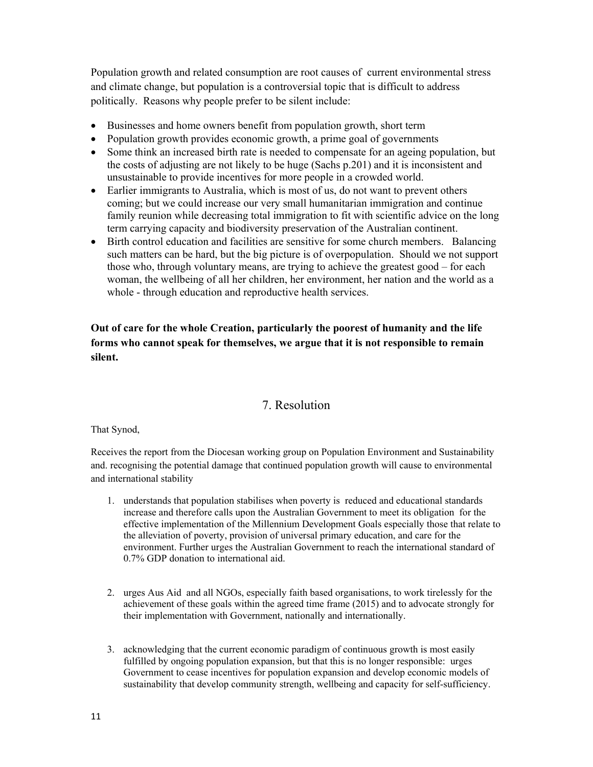Population growth and related consumption are root causes of current environmental stress and climate change, but population is a controversial topic that is difficult to address politically. Reasons why people prefer to be silent include:

- Businesses and home owners benefit from population growth, short term
- Population growth provides economic growth, a prime goal of governments
- Some think an increased birth rate is needed to compensate for an ageing population, but the costs of adjusting are not likely to be huge (Sachs p.201) and it is inconsistent and unsustainable to provide incentives for more people in a crowded world.
- Earlier immigrants to Australia, which is most of us, do not want to prevent others coming; but we could increase our very small humanitarian immigration and continue family reunion while decreasing total immigration to fit with scientific advice on the long term carrying capacity and biodiversity preservation of the Australian continent.
- Birth control education and facilities are sensitive for some church members. Balancing such matters can be hard, but the big picture is of overpopulation. Should we not support those who, through voluntary means, are trying to achieve the greatest good – for each woman, the wellbeing of all her children, her environment, her nation and the world as a whole - through education and reproductive health services.

**Out of care for the whole Creation, particularly the poorest of humanity and the life forms who cannot speak for themselves, we argue that it is not responsible to remain silent.**

## 7. Resolution

That Synod,

Receives the report from the Diocesan working group on Population Environment and Sustainability and. recognising the potential damage that continued population growth will cause to environmental and international stability

1. understands that population stabilises when poverty is reduced and educational standards increase and therefore calls upon the Australian Government to meet its obligation for the effective implementation of the Millennium Development Goals especially those that relate to the alleviation of poverty, provision of universal primary education, and care for the environment. Further urges the Australian Government to reach the international standard of 0.7% GDP donation to international aid.

2. urges Aus Aid and all NGOs, especially faith based organisations, to work tirelessly for the achievement of these goals within the agreed time frame (2015) and to advocate strongly for their implementation with Government, nationally and internationally.

3. acknowledging that the current economic paradigm of continuous growth is most easily fulfilled by ongoing population expansion, but that this is no longer responsible: urges Government to cease incentives for population expansion and develop economic models of sustainability that develop community strength, wellbeing and capacity for self-sufficiency.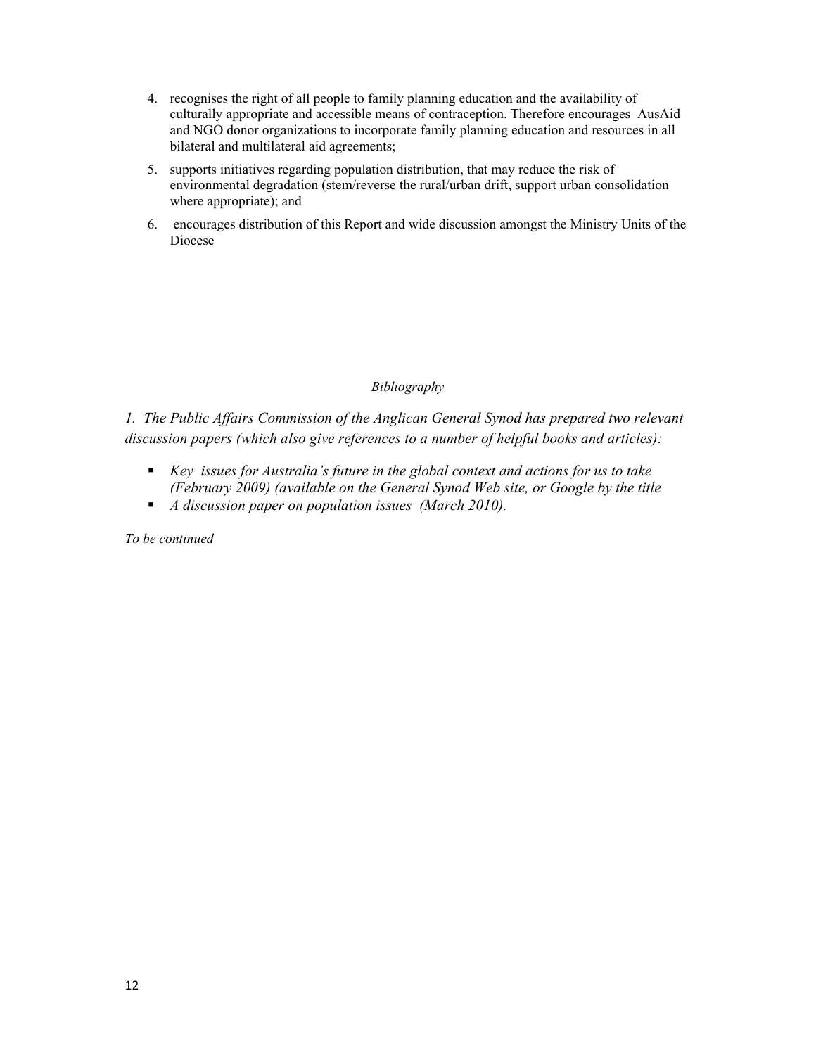4. recognises the right of all people to family planning education and the availability of culturally appropriate and accessible means of contraception. Therefore encourages AusAid and NGO donor organizations to incorporate family planning education and resources in all bilateral and multilateral aid agreements;
5. supports initiatives regarding population distribution, that may reduce the risk of environmental degradation (stem/reverse the rural/urban drift, support urban consolidation where appropriate); and
6. encourages distribution of this Report and wide discussion amongst the Ministry Units of the Diocese

*Bibliography*

*1. The Public Affairs Commission of the Anglican General Synod has prepared two relevant discussion papers (which also give references to a number of helpful books and articles):*

- *Key issues for Australia's future in the global context and actions for us to take (February 2009) (available on the General Synod Web site, or Google by the title*
- *A discussion paper on population issues (March 2010).*

*To be continued*